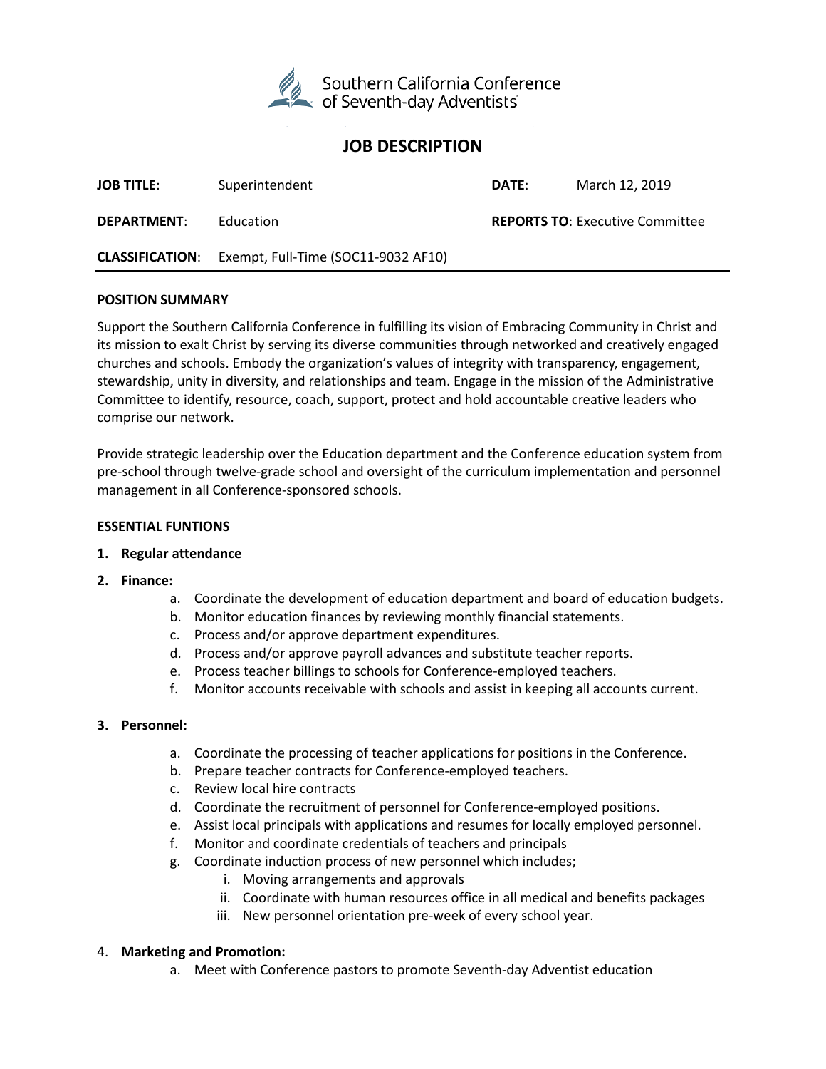Southern California Conference of Seventh-day Adventists

# JOB DESCRIPTION

| | | | |
|---|---|---|---|
| **JOB TITLE**: | Superintendent | **DATE**: | March 12, 2019 |
| **DEPARTMENT**: | Education | **REPORTS TO**: Executive Committee | |
| **CLASSIFICATION**: | Exempt, Full-Time (SOC11-9032 AF10) | | |

## POSITION SUMMARY

Support the Southern California Conference in fulfilling its vision of Embracing Community in Christ and its mission to exalt Christ by serving its diverse communities through networked and creatively engaged churches and schools. Embody the organization's values of integrity with transparency, engagement, stewardship, unity in diversity, and relationships and team. Engage in the mission of the Administrative Committee to identify, resource, coach, support, protect and hold accountable creative leaders who comprise our network.

Provide strategic leadership over the Education department and the Conference education system from pre-school through twelve-grade school and oversight of the curriculum implementation and personnel management in all Conference-sponsored schools.

## ESSENTIAL FUNTIONS

1. **Regular attendance**
2. **Finance:**
   a. Coordinate the development of education department and board of education budgets.
   b. Monitor education finances by reviewing monthly financial statements.
   c. Process and/or approve department expenditures.
   d. Process and/or approve payroll advances and substitute teacher reports.
   e. Process teacher billings to schools for Conference-employed teachers.
   f. Monitor accounts receivable with schools and assist in keeping all accounts current.
3. **Personnel:**
   a. Coordinate the processing of teacher applications for positions in the Conference.
   b. Prepare teacher contracts for Conference-employed teachers.
   c. Review local hire contracts
   d. Coordinate the recruitment of personnel for Conference-employed positions.
   e. Assist local principals with applications and resumes for locally employed personnel.
   f. Monitor and coordinate credentials of teachers and principals
   g. Coordinate induction process of new personnel which includes;
      i. Moving arrangements and approvals
      ii. Coordinate with human resources office in all medical and benefits packages
      iii. New personnel orientation pre-week of every school year.
4. **Marketing and Promotion:**
   a. Meet with Conference pastors to promote Seventh-day Adventist education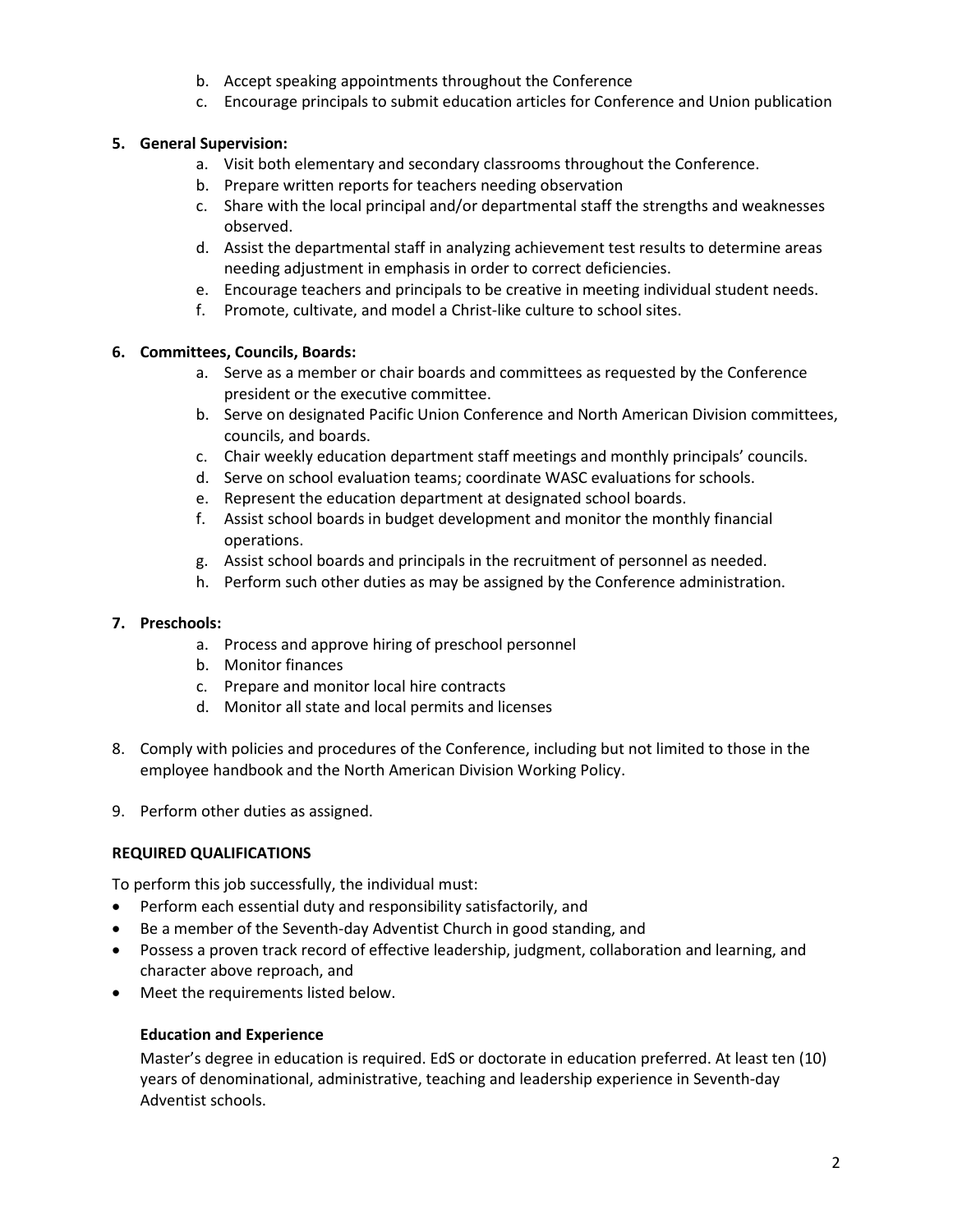b. Accept speaking appointments throughout the Conference
   c. Encourage principals to submit education articles for Conference and Union publication

5. **General Supervision:**
   a. Visit both elementary and secondary classrooms throughout the Conference.
   b. Prepare written reports for teachers needing observation
   c. Share with the local principal and/or departmental staff the strengths and weaknesses observed.
   d. Assist the departmental staff in analyzing achievement test results to determine areas needing adjustment in emphasis in order to correct deficiencies.
   e. Encourage teachers and principals to be creative in meeting individual student needs.
   f. Promote, cultivate, and model a Christ-like culture to school sites.

6. **Committees, Councils, Boards:**
   a. Serve as a member or chair boards and committees as requested by the Conference president or the executive committee.
   b. Serve on designated Pacific Union Conference and North American Division committees, councils, and boards.
   c. Chair weekly education department staff meetings and monthly principals' councils.
   d. Serve on school evaluation teams; coordinate WASC evaluations for schools.
   e. Represent the education department at designated school boards.
   f. Assist school boards in budget development and monitor the monthly financial operations.
   g. Assist school boards and principals in the recruitment of personnel as needed.
   h. Perform such other duties as may be assigned by the Conference administration.

7. **Preschools:**
   a. Process and approve hiring of preschool personnel
   b. Monitor finances
   c. Prepare and monitor local hire contracts
   d. Monitor all state and local permits and licenses

8. Comply with policies and procedures of the Conference, including but not limited to those in the employee handbook and the North American Division Working Policy.

9. Perform other duties as assigned.

**REQUIRED QUALIFICATIONS**

To perform this job successfully, the individual must:

- Perform each essential duty and responsibility satisfactorily, and
- Be a member of the Seventh-day Adventist Church in good standing, and
- Possess a proven track record of effective leadership, judgment, collaboration and learning, and character above reproach, and
- Meet the requirements listed below.

**Education and Experience**

Master's degree in education is required. EdS or doctorate in education preferred. At least ten (10) years of denominational, administrative, teaching and leadership experience in Seventh-day Adventist schools.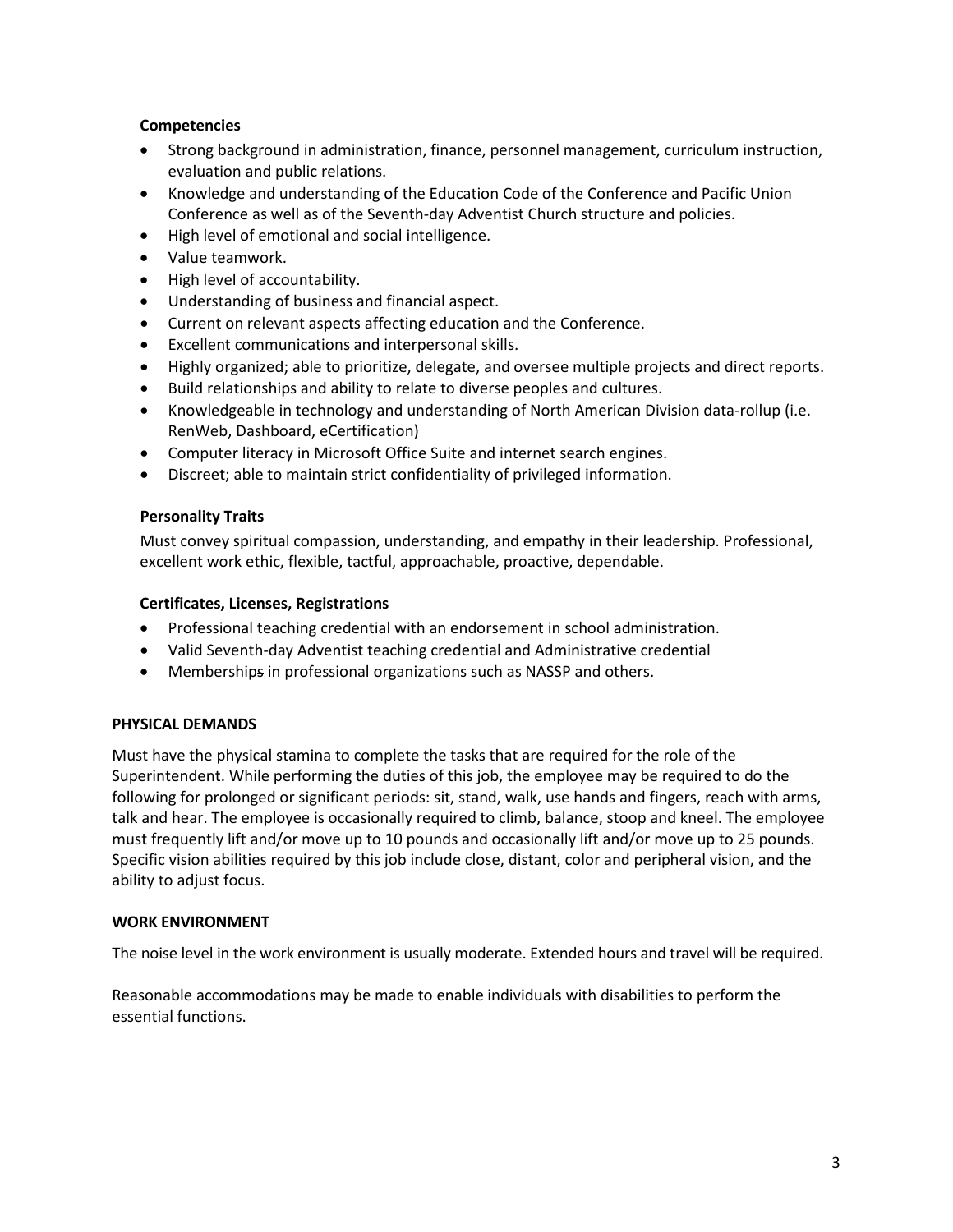### Competencies

- Strong background in administration, finance, personnel management, curriculum instruction, evaluation and public relations.
- Knowledge and understanding of the Education Code of the Conference and Pacific Union Conference as well as of the Seventh-day Adventist Church structure and policies.
- High level of emotional and social intelligence.
- Value teamwork.
- High level of accountability.
- Understanding of business and financial aspect.
- Current on relevant aspects affecting education and the Conference.
- Excellent communications and interpersonal skills.
- Highly organized; able to prioritize, delegate, and oversee multiple projects and direct reports.
- Build relationships and ability to relate to diverse peoples and cultures.
- Knowledgeable in technology and understanding of North American Division data-rollup (i.e. RenWeb, Dashboard, eCertification)
- Computer literacy in Microsoft Office Suite and internet search engines.
- Discreet; able to maintain strict confidentiality of privileged information.

### Personality Traits

Must convey spiritual compassion, understanding, and empathy in their leadership. Professional, excellent work ethic, flexible, tactful, approachable, proactive, dependable.

### Certificates, Licenses, Registrations

- Professional teaching credential with an endorsement in school administration.
- Valid Seventh-day Adventist teaching credential and Administrative credential
- Memberships in professional organizations such as NASSP and others.

## PHYSICAL DEMANDS

Must have the physical stamina to complete the tasks that are required for the role of the Superintendent. While performing the duties of this job, the employee may be required to do the following for prolonged or significant periods: sit, stand, walk, use hands and fingers, reach with arms, talk and hear. The employee is occasionally required to climb, balance, stoop and kneel. The employee must frequently lift and/or move up to 10 pounds and occasionally lift and/or move up to 25 pounds. Specific vision abilities required by this job include close, distant, color and peripheral vision, and the ability to adjust focus.

## WORK ENVIRONMENT

The noise level in the work environment is usually moderate. Extended hours and travel will be required.

Reasonable accommodations may be made to enable individuals with disabilities to perform the essential functions.